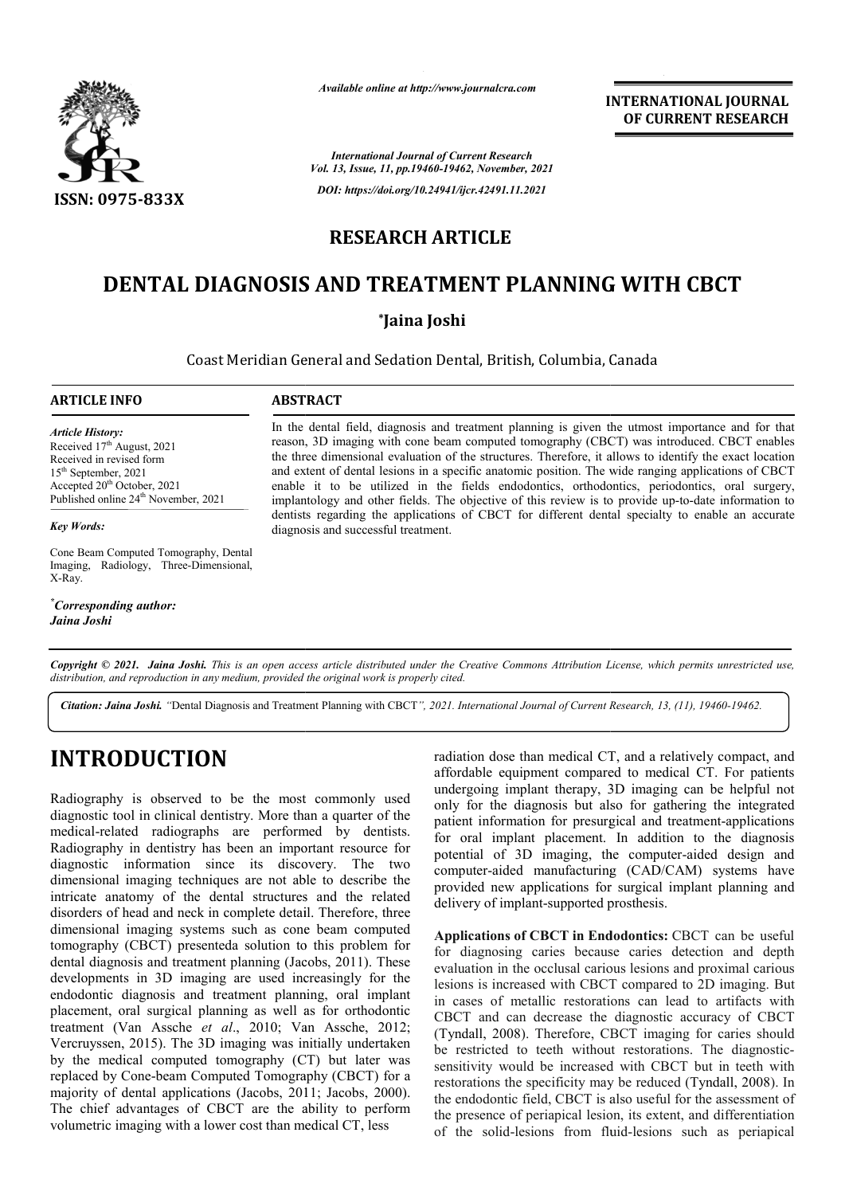*Available online at http://www.journalcra.com*

*International Journal of Current Research*
*Vol. 13, Issue, 11, pp.19460-19462, November, 2021*

*DOI: https://doi.org/10.24941/ijcr.42491.11.2021*

**INTERNATIONAL JOURNAL OF CURRENT RESEARCH**

ISSN: 0975-833X

## RESEARCH ARTICLE

# DENTAL DIAGNOSIS AND TREATMENT PLANNING WITH CBCT

**\*Jaina Joshi**

Coast Meridian General and Sedation Dental, British, Columbia, Canada

**ARTICLE INFO**

*Article History:*
Received 17th August, 2021
Received in revised form
15th September, 2021
Accepted 20th October, 2021
Published online 24th November, 2021

*Key Words:*

Cone Beam Computed Tomography, Dental Imaging, Radiology, Three-Dimensional, X-Ray.

*\*Corresponding author:*
*Jaina Joshi*

**ABSTRACT**

In the dental field, diagnosis and treatment planning is given the utmost importance and for that reason, 3D imaging with cone beam computed tomography (CBCT) was introduced. CBCT enables the three dimensional evaluation of the structures. Therefore, it allows to identify the exact location and extent of dental lesions in a specific anatomic position. The wide ranging applications of CBCT enable it to be utilized in the fields endodontics, orthodontics, periodontics, oral surgery, implantology and other fields. The objective of this review is to provide up-to-date information to dentists regarding the applications of CBCT for different dental specialty to enable an accurate diagnosis and successful treatment.

*Copyright © 2021. Jaina Joshi. This is an open access article distributed under the Creative Commons Attribution License, which permits unrestricted use, distribution, and reproduction in any medium, provided the original work is properly cited.*

***Citation: Jaina Joshi.*** *"Dental Diagnosis and Treatment Planning with CBCT", 2021. International Journal of Current Research, 13, (11), 19460-19462.*

# INTRODUCTION

Radiography is observed to be the most commonly used diagnostic tool in clinical dentistry. More than a quarter of the medical-related radiographs are performed by dentists. Radiography in dentistry has been an important resource for diagnostic information since its discovery. The two dimensional imaging techniques are not able to describe the intricate anatomy of the dental structures and the related disorders of head and neck in complete detail. Therefore, three dimensional imaging systems such as cone beam computed tomography (CBCT) presenteda solution to this problem for dental diagnosis and treatment planning (Jacobs, 2011). These developments in 3D imaging are used increasingly for the endodontic diagnosis and treatment planning, oral implant placement, oral surgical planning as well as for orthodontic treatment (Van Assche *et al*., 2010; Van Assche, 2012; Vercruyssen, 2015). The 3D imaging was initially undertaken by the medical computed tomography (CT) but later was replaced by Cone-beam Computed Tomography (CBCT) for a majority of dental applications (Jacobs, 2011; Jacobs, 2000). The chief advantages of CBCT are the ability to perform volumetric imaging with a lower cost than medical CT, less radiation dose than medical CT, and a relatively compact, and affordable equipment compared to medical CT. For patients undergoing implant therapy, 3D imaging can be helpful not only for the diagnosis but also for gathering the integrated patient information for presurgical and treatment-applications for oral implant placement. In addition to the diagnosis potential of 3D imaging, the computer-aided design and computer-aided manufacturing (CAD/CAM) systems have provided new applications for surgical implant planning and delivery of implant-supported prosthesis.

**Applications of CBCT in Endodontics:** CBCT can be useful for diagnosing caries because caries detection and depth evaluation in the occlusal carious lesions and proximal carious lesions is increased with CBCT compared to 2D imaging. But in cases of metallic restorations can lead to artifacts with CBCT and can decrease the diagnostic accuracy of CBCT (Tyndall, 2008). Therefore, CBCT imaging for caries should be restricted to teeth without restorations. The diagnostic-sensitivity would be increased with CBCT but in teeth with restorations the specificity may be reduced (Tyndall, 2008). In the endodontic field, CBCT is also useful for the assessment of the presence of periapical lesion, its extent, and differentiation of the solid-lesions from fluid-lesions such as periapical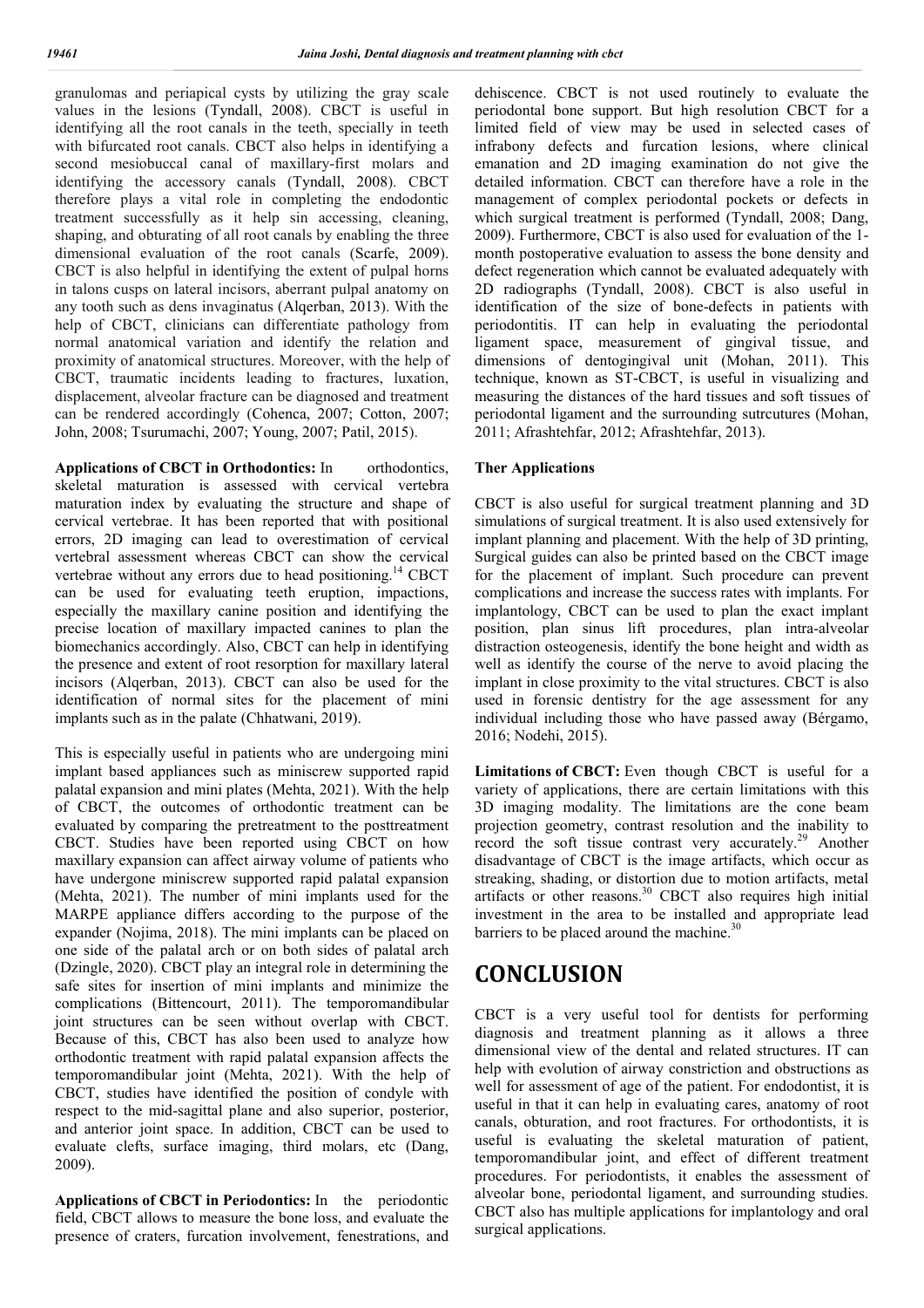granulomas and periapical cysts by utilizing the gray scale values in the lesions (Tyndall, 2008). CBCT is useful in identifying all the root canals in the teeth, specially in teeth with bifurcated root canals. CBCT also helps in identifying a second mesiobuccal canal of maxillary-first molars and identifying the accessory canals (Tyndall, 2008). CBCT therefore plays a vital role in completing the endodontic treatment successfully as it help sin accessing, cleaning, shaping, and obturating of all root canals by enabling the three dimensional evaluation of the root canals (Scarfe, 2009). CBCT is also helpful in identifying the extent of pulpal horns in talons cusps on lateral incisors, aberrant pulpal anatomy on any tooth such as dens invaginatus (Alqerban, 2013). With the help of CBCT, clinicians can differentiate pathology from normal anatomical variation and identify the relation and proximity of anatomical structures. Moreover, with the help of CBCT, traumatic incidents leading to fractures, luxation, displacement, alveolar fracture can be diagnosed and treatment can be rendered accordingly (Cohenca, 2007; Cotton, 2007; John, 2008; Tsurumachi, 2007; Young, 2007; Patil, 2015).

**Applications of CBCT in Orthodontics:** In orthodontics, skeletal maturation is assessed with cervical vertebra maturation index by evaluating the structure and shape of cervical vertebrae. It has been reported that with positional errors, 2D imaging can lead to overestimation of cervical vertebral assessment whereas CBCT can show the cervical vertebrae without any errors due to head positioning.[14] CBCT can be used for evaluating teeth eruption, impactions, especially the maxillary canine position and identifying the precise location of maxillary impacted canines to plan the biomechanics accordingly. Also, CBCT can help in identifying the presence and extent of root resorption for maxillary lateral incisors (Alqerban, 2013). CBCT can also be used for the identification of normal sites for the placement of mini implants such as in the palate (Chhatwani, 2019).

This is especially useful in patients who are undergoing mini implant based appliances such as miniscrew supported rapid palatal expansion and mini plates (Mehta, 2021). With the help of CBCT, the outcomes of orthodontic treatment can be evaluated by comparing the pretreatment to the posttreatment CBCT. Studies have been reported using CBCT on how maxillary expansion can affect airway volume of patients who have undergone miniscrew supported rapid palatal expansion (Mehta, 2021). The number of mini implants used for the MARPE appliance differs according to the purpose of the expander (Nojima, 2018). The mini implants can be placed on one side of the palatal arch or on both sides of palatal arch (Dzingle, 2020). CBCT play an integral role in determining the safe sites for insertion of mini implants and minimize the complications (Bittencourt, 2011). The temporomandibular joint structures can be seen without overlap with CBCT. Because of this, CBCT has also been used to analyze how orthodontic treatment with rapid palatal expansion affects the temporomandibular joint (Mehta, 2021). With the help of CBCT, studies have identified the position of condyle with respect to the mid-sagittal plane and also superior, posterior, and anterior joint space. In addition, CBCT can be used to evaluate clefts, surface imaging, third molars, etc (Dang, 2009).

**Applications of CBCT in Periodontics:** In the periodontic field, CBCT allows to measure the bone loss, and evaluate the presence of craters, furcation involvement, fenestrations, and dehiscence. CBCT is not used routinely to evaluate the periodontal bone support. But high resolution CBCT for a limited field of view may be used in selected cases of infrabony defects and furcation lesions, where clinical emanation and 2D imaging examination do not give the detailed information. CBCT can therefore have a role in the management of complex periodontal pockets or defects in which surgical treatment is performed (Tyndall, 2008; Dang, 2009). Furthermore, CBCT is also used for evaluation of the 1-month postoperative evaluation to assess the bone density and defect regeneration which cannot be evaluated adequately with 2D radiographs (Tyndall, 2008). CBCT is also useful in identification of the size of bone-defects in patients with periodontitis. IT can help in evaluating the periodontal ligament space, measurement of gingival tissue, and dimensions of dentogingival unit (Mohan, 2011). This technique, known as ST-CBCT, is useful in visualizing and measuring the distances of the hard tissues and soft tissues of periodontal ligament and the surrounding sutrcutures (Mohan, 2011; Afrashtehfar, 2012; Afrashtehfar, 2013).

**Ther Applications**

CBCT is also useful for surgical treatment planning and 3D simulations of surgical treatment. It is also used extensively for implant planning and placement. With the help of 3D printing, Surgical guides can also be printed based on the CBCT image for the placement of implant. Such procedure can prevent complications and increase the success rates with implants. For implantology, CBCT can be used to plan the exact implant position, plan sinus lift procedures, plan intra-alveolar distraction osteogenesis, identify the bone height and width as well as identify the course of the nerve to avoid placing the implant in close proximity to the vital structures. CBCT is also used in forensic dentistry for the age assessment for any individual including those who have passed away (Bérgamo, 2016; Nodehi, 2015).

**Limitations of CBCT:** Even though CBCT is useful for a variety of applications, there are certain limitations with this 3D imaging modality. The limitations are the cone beam projection geometry, contrast resolution and the inability to record the soft tissue contrast very accurately.[29] Another disadvantage of CBCT is the image artifacts, which occur as streaking, shading, or distortion due to motion artifacts, metal artifacts or other reasons.[30] CBCT also requires high initial investment in the area to be installed and appropriate lead barriers to be placed around the machine.[30]

# CONCLUSION

CBCT is a very useful tool for dentists for performing diagnosis and treatment planning as it allows a three dimensional view of the dental and related structures. IT can help with evolution of airway constriction and obstructions as well for assessment of age of the patient. For endodontist, it is useful in that it can help in evaluating cares, anatomy of root canals, obturation, and root fractures. For orthodontists, it is useful is evaluating the skeletal maturation of patient, temporomandibular joint, and effect of different treatment procedures. For periodontists, it enables the assessment of alveolar bone, periodontal ligament, and surrounding studies. CBCT also has multiple applications for implantology and oral surgical applications.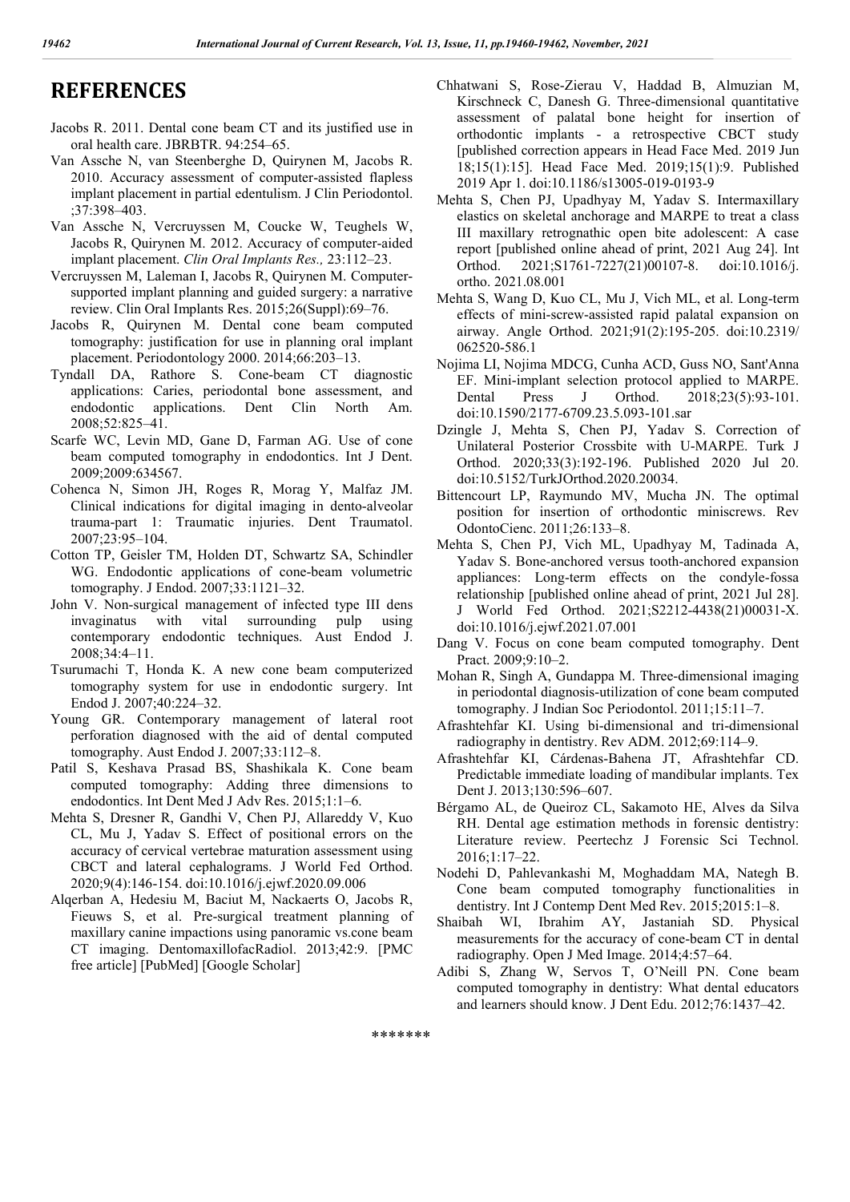# REFERENCES

Jacobs R. 2011. Dental cone beam CT and its justified use in oral health care. JBRBTR. 94:254–65.

Van Assche N, van Steenberghe D, Quirynen M, Jacobs R. 2010. Accuracy assessment of computer-assisted flapless implant placement in partial edentulism. J Clin Periodontol. ;37:398–403.

Van Assche N, Vercruyssen M, Coucke W, Teughels W, Jacobs R, Quirynen M. 2012. Accuracy of computer-aided implant placement. *Clin Oral Implants Res.,* 23:112–23.

Vercruyssen M, Laleman I, Jacobs R, Quirynen M. Computer-supported implant planning and guided surgery: a narrative review. Clin Oral Implants Res. 2015;26(Suppl):69–76.

Jacobs R, Quirynen M. Dental cone beam computed tomography: justification for use in planning oral implant placement. Periodontology 2000. 2014;66:203–13.

Tyndall DA, Rathore S. Cone-beam CT diagnostic applications: Caries, periodontal bone assessment, and endodontic applications. Dent Clin North Am. 2008;52:825–41.

Scarfe WC, Levin MD, Gane D, Farman AG. Use of cone beam computed tomography in endodontics. Int J Dent. 2009;2009:634567.

Cohenca N, Simon JH, Roges R, Morag Y, Malfaz JM. Clinical indications for digital imaging in dento-alveolar trauma-part 1: Traumatic injuries. Dent Traumatol. 2007;23:95–104.

Cotton TP, Geisler TM, Holden DT, Schwartz SA, Schindler WG. Endodontic applications of cone-beam volumetric tomography. J Endod. 2007;33:1121–32.

John V. Non-surgical management of infected type III dens invaginatus with vital surrounding pulp using contemporary endodontic techniques. Aust Endod J. 2008;34:4–11.

Tsurumachi T, Honda K. A new cone beam computerized tomography system for use in endodontic surgery. Int Endod J. 2007;40:224–32.

Young GR. Contemporary management of lateral root perforation diagnosed with the aid of dental computed tomography. Aust Endod J. 2007;33:112–8.

Patil S, Keshava Prasad BS, Shashikala K. Cone beam computed tomography: Adding three dimensions to endodontics. Int Dent Med J Adv Res. 2015;1:1–6.

Mehta S, Dresner R, Gandhi V, Chen PJ, Allareddy V, Kuo CL, Mu J, Yadav S. Effect of positional errors on the accuracy of cervical vertebrae maturation assessment using CBCT and lateral cephalograms. J World Fed Orthod. 2020;9(4):146-154. doi:10.1016/j.ejwf.2020.09.006

Alqerban A, Hedesiu M, Baciut M, Nackaerts O, Jacobs R, Fieuws S, et al. Pre-surgical treatment planning of maxillary canine impactions using panoramic vs.cone beam CT imaging. DentomaxillofacRadiol. 2013;42:9. [PMC free article] [PubMed] [Google Scholar]

Chhatwani S, Rose-Zierau V, Haddad B, Almuzian M, Kirschneck C, Danesh G. Three-dimensional quantitative assessment of palatal bone height for insertion of orthodontic implants - a retrospective CBCT study [published correction appears in Head Face Med. 2019 Jun 18;15(1):15]. Head Face Med. 2019;15(1):9. Published 2019 Apr 1. doi:10.1186/s13005-019-0193-9

Mehta S, Chen PJ, Upadhyay M, Yadav S. Intermaxillary elastics on skeletal anchorage and MARPE to treat a class III maxillary retrognathic open bite adolescent: A case report [published online ahead of print, 2021 Aug 24]. Int Orthod. 2021;S1761-7227(21)00107-8. doi:10.1016/j.ortho. 2021.08.001

Mehta S, Wang D, Kuo CL, Mu J, Vich ML, et al. Long-term effects of mini-screw-assisted rapid palatal expansion on airway. Angle Orthod. 2021;91(2):195-205. doi:10.2319/062520-586.1

Nojima LI, Nojima MDCG, Cunha ACD, Guss NO, Sant'Anna EF. Mini-implant selection protocol applied to MARPE. Dental Press J Orthod. 2018;23(5):93-101. doi:10.1590/2177-6709.23.5.093-101.sar

Dzingle J, Mehta S, Chen PJ, Yadav S. Correction of Unilateral Posterior Crossbite with U-MARPE. Turk J Orthod. 2020;33(3):192-196. Published 2020 Jul 20. doi:10.5152/TurkJOrthod.2020.20034.

Bittencourt LP, Raymundo MV, Mucha JN. The optimal position for insertion of orthodontic miniscrews. Rev OdontoCienc. 2011;26:133–8.

Mehta S, Chen PJ, Vich ML, Upadhyay M, Tadinada A, Yadav S. Bone-anchored versus tooth-anchored expansion appliances: Long-term effects on the condyle-fossa relationship [published online ahead of print, 2021 Jul 28]. J World Fed Orthod. 2021;S2212-4438(21)00031-X. doi:10.1016/j.ejwf.2021.07.001

Dang V. Focus on cone beam computed tomography. Dent Pract. 2009;9:10–2.

Mohan R, Singh A, Gundappa M. Three-dimensional imaging in periodontal diagnosis-utilization of cone beam computed tomography. J Indian Soc Periodontol. 2011;15:11–7.

Afrashtehfar KI. Using bi-dimensional and tri-dimensional radiography in dentistry. Rev ADM. 2012;69:114–9.

Afrashtehfar KI, Cárdenas-Bahena JT, Afrashtehfar CD. Predictable immediate loading of mandibular implants. Tex Dent J. 2013;130:596–607.

Bérgamo AL, de Queiroz CL, Sakamoto HE, Alves da Silva RH. Dental age estimation methods in forensic dentistry: Literature review. Peertechz J Forensic Sci Technol. 2016;1:17–22.

Nodehi D, Pahlevankashi M, Moghaddam MA, Nategh B. Cone beam computed tomography functionalities in dentistry. Int J Contemp Dent Med Rev. 2015;2015:1–8.

Shaibah WI, Ibrahim AY, Jastaniah SD. Physical measurements for the accuracy of cone-beam CT in dental radiography. Open J Med Image. 2014;4:57–64.

Adibi S, Zhang W, Servos T, O'Neill PN. Cone beam computed tomography in dentistry: What dental educators and learners should know. J Dent Edu. 2012;76:1437–42.

\*\*\*\*\*\*\*